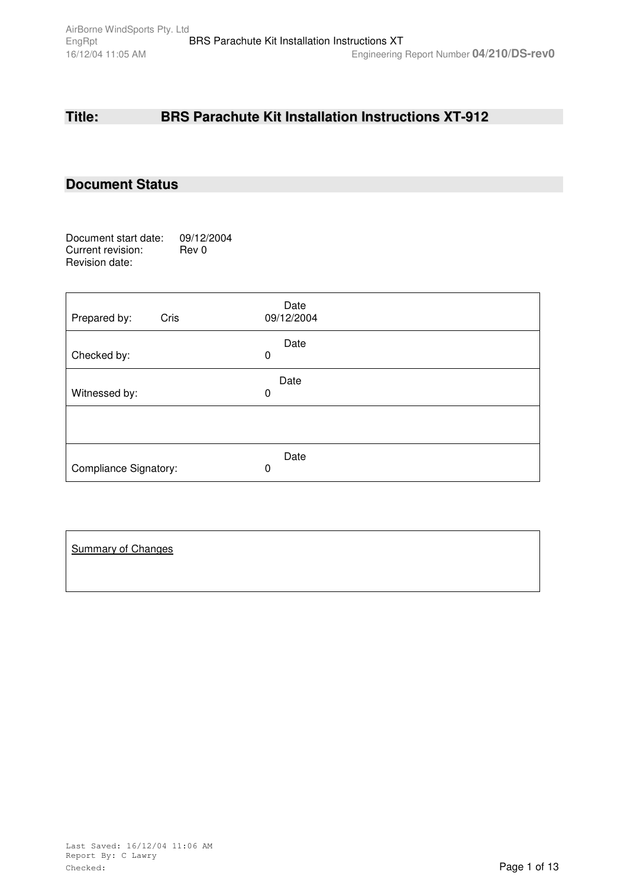## Title: BRS Parachute Kit Installation Instructions XT-912

## Document Status

Document start date: 09/12/2004
Current revision: Rev 0
Revision date:

| | |
|---|---|
| Prepared by: Cris | Date 09/12/2004 |
| Checked by: | Date 0 |
| Witnessed by: | Date 0 |
| | |
| Compliance Signatory: | Date 0 |

| Summary of Changes |
|---|
| |

Last Saved: 16/12/04 11:06 AM
Report By: C Lawry
Checked: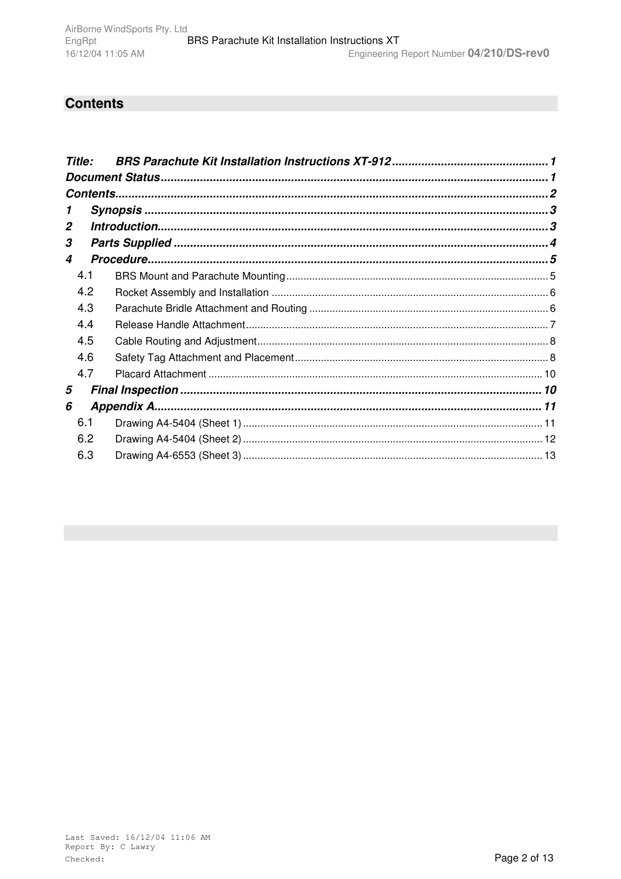# Contents

*Title: BRS Parachute Kit Installation Instructions XT-912* ........ 1
*Document Status* ........ 1
*Contents* ........ 2
*1 Synopsis* ........ 3
*2 Introduction* ........ 3
*3 Parts Supplied* ........ 4
*4 Procedure* ........ 5
- 4.1 BRS Mount and Parachute Mounting ........ 5
- 4.2 Rocket Assembly and Installation ........ 6
- 4.3 Parachute Bridle Attachment and Routing ........ 6
- 4.4 Release Handle Attachment ........ 7
- 4.5 Cable Routing and Adjustment ........ 8
- 4.6 Safety Tag Attachment and Placement ........ 8
- 4.7 Placard Attachment ........ 10

*5 Final Inspection* ........ 10
*6 Appendix A* ........ 11
- 6.1 Drawing A4-5404 (Sheet 1) ........ 11
- 6.2 Drawing A4-5404 (Sheet 2) ........ 12
- 6.3 Drawing A4-6553 (Sheet 3) ........ 13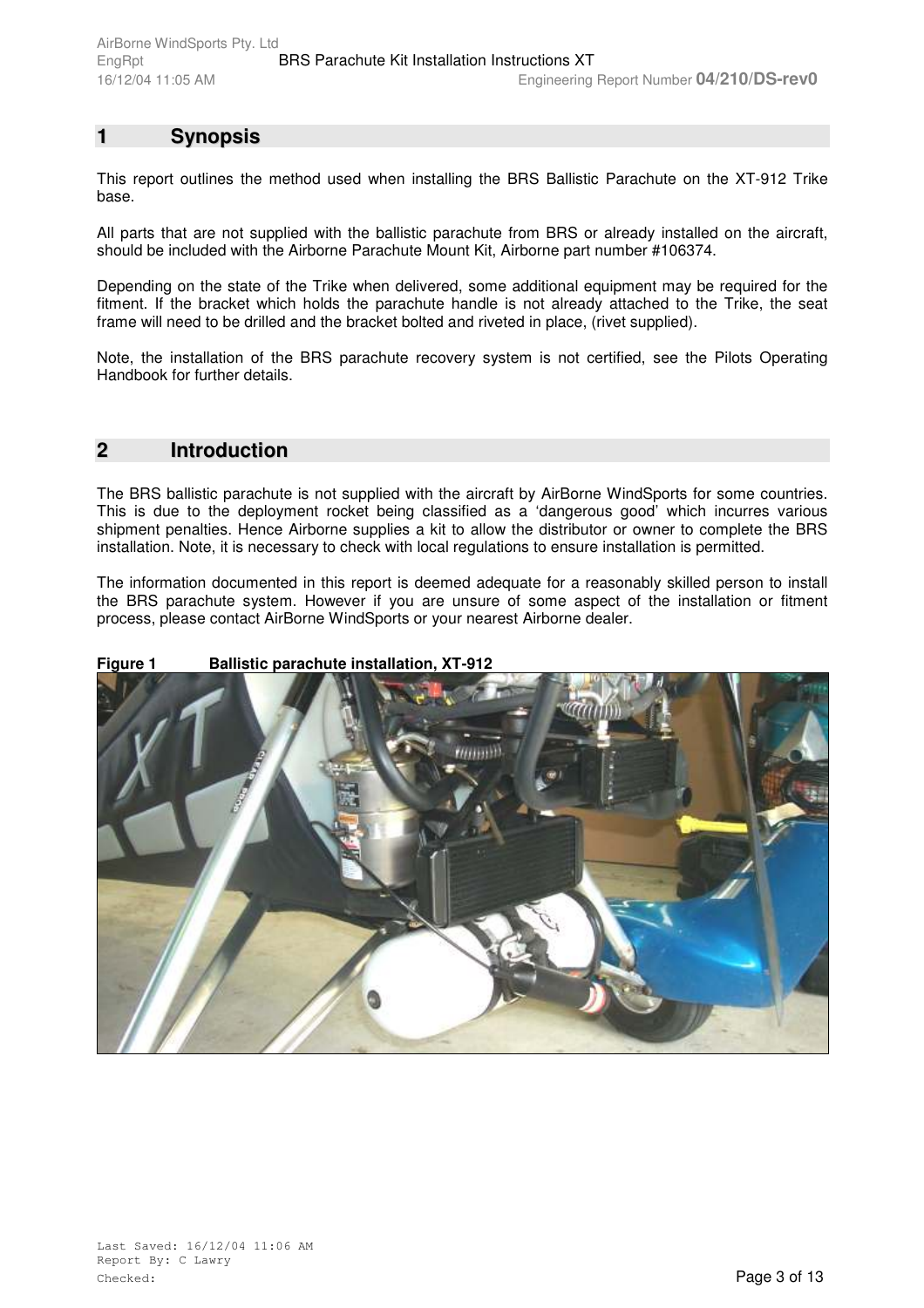# 1 Synopsis

This report outlines the method used when installing the BRS Ballistic Parachute on the XT-912 Trike base.

All parts that are not supplied with the ballistic parachute from BRS or already installed on the aircraft, should be included with the Airborne Parachute Mount Kit, Airborne part number #106374.

Depending on the state of the Trike when delivered, some additional equipment may be required for the fitment. If the bracket which holds the parachute handle is not already attached to the Trike, the seat frame will need to be drilled and the bracket bolted and riveted in place, (rivet supplied).

Note, the installation of the BRS parachute recovery system is not certified, see the Pilots Operating Handbook for further details.

# 2 Introduction

The BRS ballistic parachute is not supplied with the aircraft by AirBorne WindSports for some countries. This is due to the deployment rocket being classified as a 'dangerous good' which incurres various shipment penalties. Hence Airborne supplies a kit to allow the distributor or owner to complete the BRS installation. Note, it is necessary to check with local regulations to ensure installation is permitted.

The information documented in this report is deemed adequate for a reasonably skilled person to install the BRS parachute system. However if you are unsure of some aspect of the installation or fitment process, please contact AirBorne WindSports or your nearest Airborne dealer.

**Figure 1 Ballistic parachute installation, XT-912**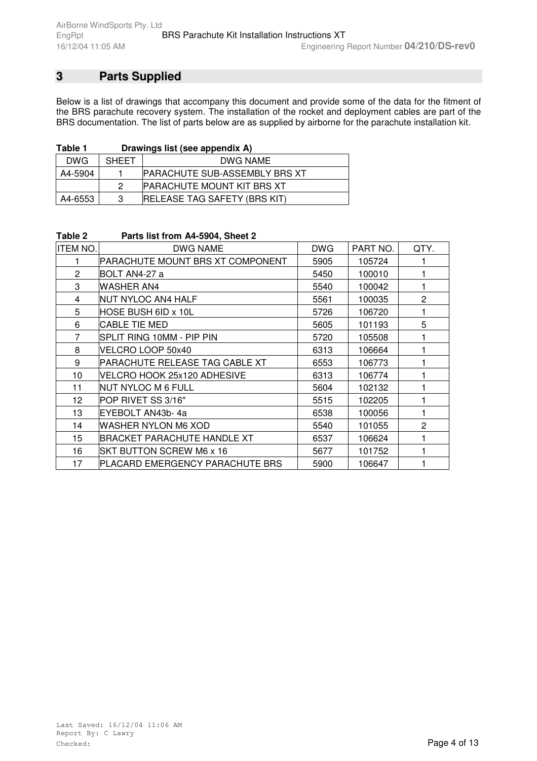## 3 Parts Supplied

Below is a list of drawings that accompany this document and provide some of the data for the fitment of the BRS parachute recovery system. The installation of the rocket and deployment cables are part of the BRS documentation. The list of parts below are as supplied by airborne for the parachute installation kit.

**Table 1 Drawings list (see appendix A)**

| DWG | SHEET | DWG NAME |
|---|---|---|
| A4-5904 | 1 | PARACHUTE SUB-ASSEMBLY BRS XT |
| | 2 | PARACHUTE MOUNT KIT BRS XT |
| A4-6553 | 3 | RELEASE TAG SAFETY (BRS KIT) |

**Table 2 Parts list from A4-5904, Sheet 2**

| ITEM NO. | DWG NAME | DWG | PART NO. | QTY. |
|---|---|---|---|---|
| 1 | PARACHUTE MOUNT BRS XT COMPONENT | 5905 | 105724 | 1 |
| 2 | BOLT AN4-27 a | 5450 | 100010 | 1 |
| 3 | WASHER AN4 | 5540 | 100042 | 1 |
| 4 | NUT NYLOC AN4 HALF | 5561 | 100035 | 2 |
| 5 | HOSE BUSH 6ID x 10L | 5726 | 106720 | 1 |
| 6 | CABLE TIE MED | 5605 | 101193 | 5 |
| 7 | SPLIT RING 10MM - PIP PIN | 5720 | 105508 | 1 |
| 8 | VELCRO LOOP 50x40 | 6313 | 106664 | 1 |
| 9 | PARACHUTE RELEASE TAG CABLE XT | 6553 | 106773 | 1 |
| 10 | VELCRO HOOK 25x120 ADHESIVE | 6313 | 106774 | 1 |
| 11 | NUT NYLOC M 6 FULL | 5604 | 102132 | 1 |
| 12 | POP RIVET SS 3/16" | 5515 | 102205 | 1 |
| 13 | EYEBOLT AN43b- 4a | 6538 | 100056 | 1 |
| 14 | WASHER NYLON M6 XOD | 5540 | 101055 | 2 |
| 15 | BRACKET PARACHUTE HANDLE XT | 6537 | 106624 | 1 |
| 16 | SKT BUTTON SCREW M6 x 16 | 5677 | 101752 | 1 |
| 17 | PLACARD EMERGENCY PARACHUTE BRS | 5900 | 106647 | 1 |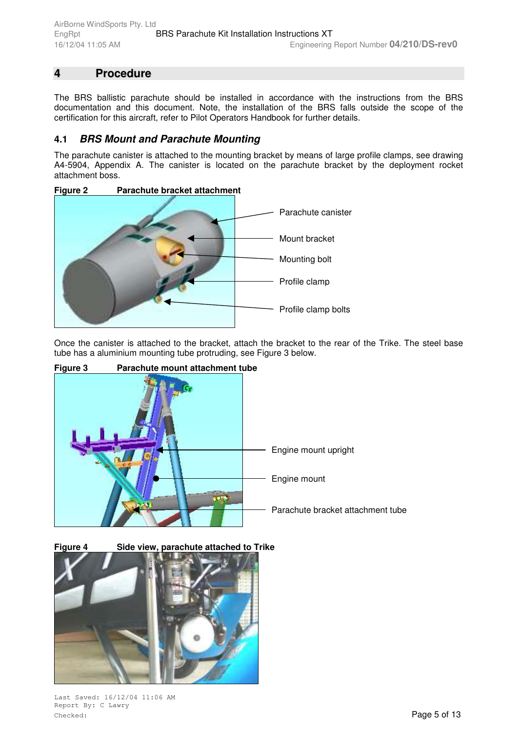# 4 Procedure

The BRS ballistic parachute should be installed in accordance with the instructions from the BRS documentation and this document. Note, the installation of the BRS falls outside the scope of the certification for this aircraft, refer to Pilot Operators Handbook for further details.

## 4.1 *BRS Mount and Parachute Mounting*

The parachute canister is attached to the mounting bracket by means of large profile clamps, see drawing A4-5904, Appendix A. The canister is located on the parachute bracket by the deployment rocket attachment boss.

**Figure 2 Parachute bracket attachment**

Parachute canister

Mount bracket

Mounting bolt

Profile clamp

Profile clamp bolts

Once the canister is attached to the bracket, attach the bracket to the rear of the Trike. The steel base tube has a aluminium mounting tube protruding, see Figure 3 below.

**Figure 3 Parachute mount attachment tube**

Engine mount upright

Engine mount

Parachute bracket attachment tube

**Figure 4 Side view, parachute attached to Trike**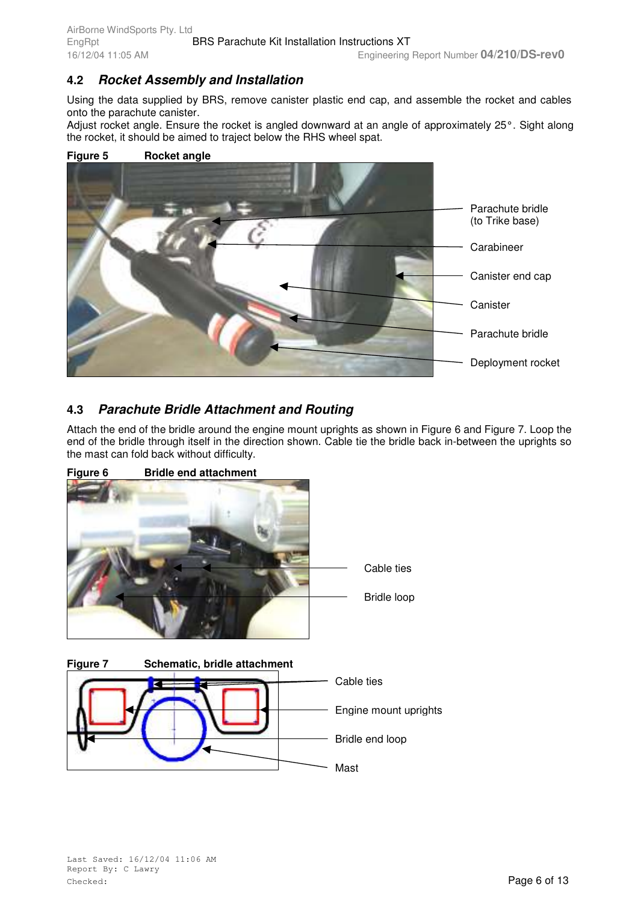## 4.2 *Rocket Assembly and Installation*

Using the data supplied by BRS, remove canister plastic end cap, and assemble the rocket and cables onto the parachute canister.
Adjust rocket angle. Ensure the rocket is angled downward at an angle of approximately 25°. Sight along the rocket, it should be aimed to traject below the RHS wheel spat.

**Figure 5 Rocket angle**

Parachute bridle (to Trike base)

Carabineer

Canister end cap

Canister

Parachute bridle

Deployment rocket

## 4.3 *Parachute Bridle Attachment and Routing*

Attach the end of the bridle around the engine mount uprights as shown in Figure 6 and Figure 7. Loop the end of the bridle through itself in the direction shown. Cable tie the bridle back in-between the uprights so the mast can fold back without difficulty.

**Figure 6 Bridle end attachment**

Cable ties

Bridle loop

**Figure 7 Schematic, bridle attachment**

Cable ties

Engine mount uprights

Bridle end loop

Mast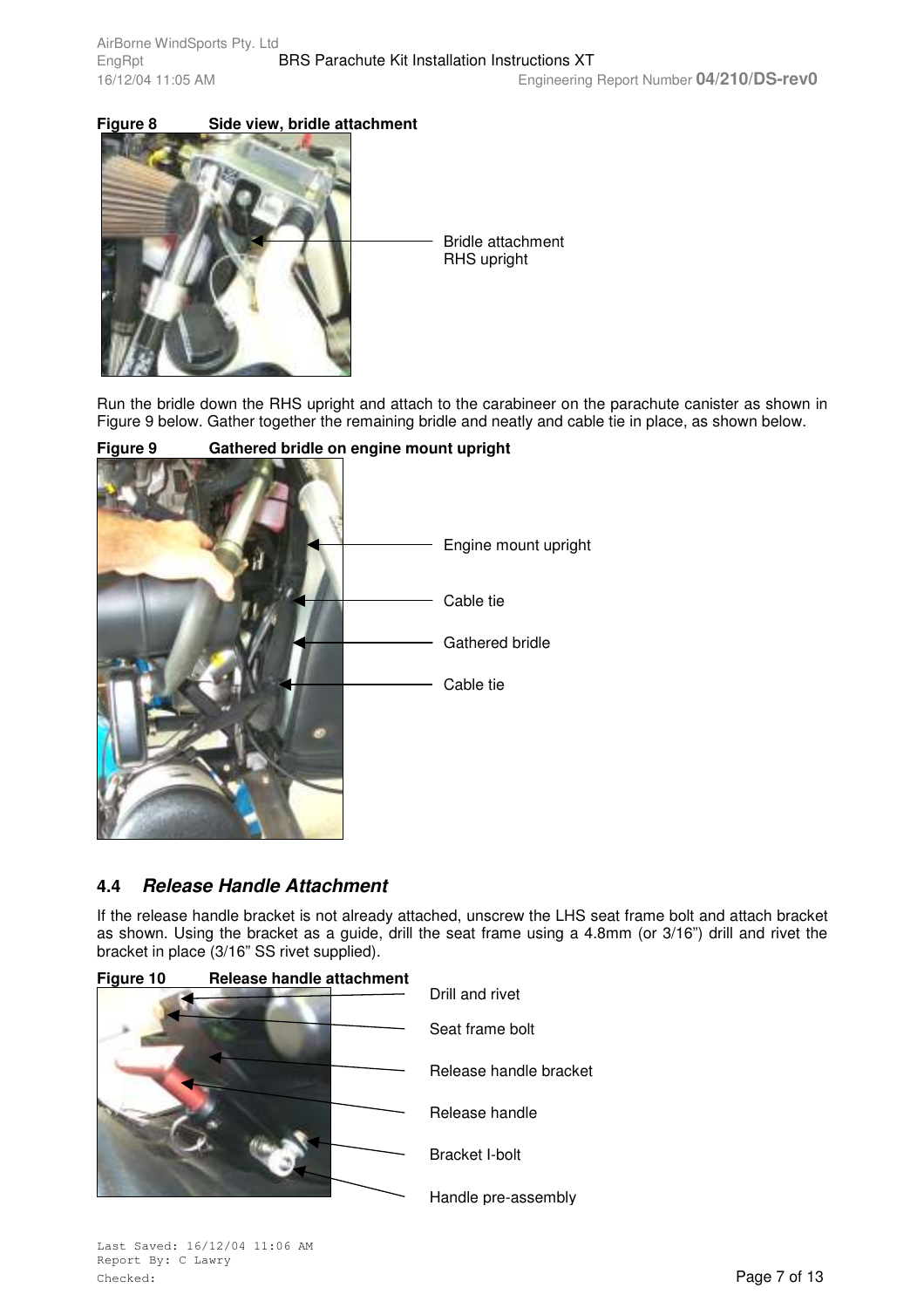**Figure 8 Side view, bridle attachment**

Bridle attachment
RHS upright

Run the bridle down the RHS upright and attach to the carabineer on the parachute canister as shown in Figure 9 below. Gather together the remaining bridle and neatly and cable tie in place, as shown below.

**Figure 9 Gathered bridle on engine mount upright**

Engine mount upright

Cable tie

Gathered bridle

Cable tie

## 4.4 *Release Handle Attachment*

If the release handle bracket is not already attached, unscrew the LHS seat frame bolt and attach bracket as shown. Using the bracket as a guide, drill the seat frame using a 4.8mm (or 3/16") drill and rivet the bracket in place (3/16" SS rivet supplied).

**Figure 10 Release handle attachment**

Drill and rivet

Seat frame bolt

Release handle bracket

Release handle

Bracket I-bolt

Handle pre-assembly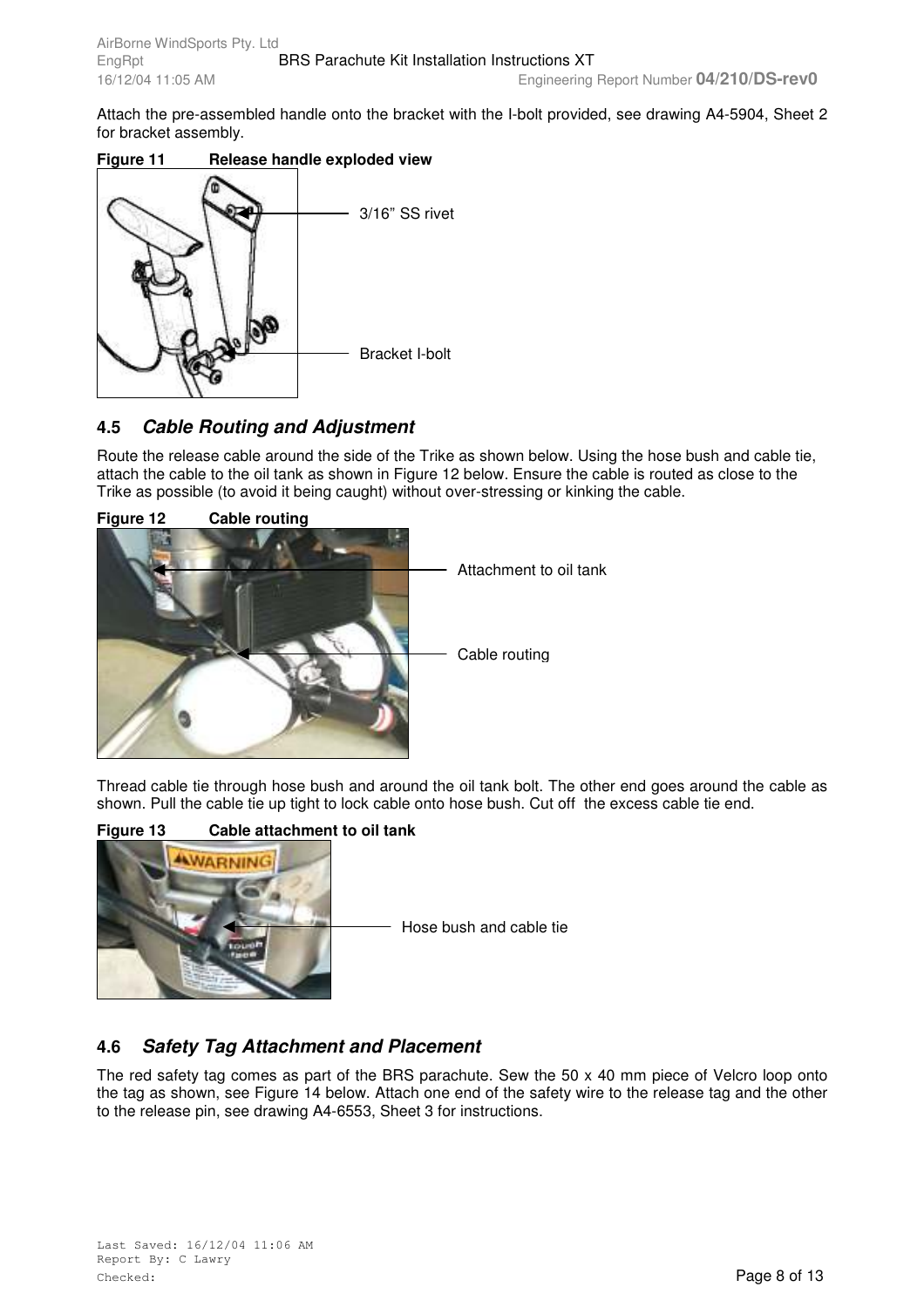Attach the pre-assembled handle onto the bracket with the I-bolt provided, see drawing A4-5904, Sheet 2 for bracket assembly.

**Figure 11 Release handle exploded view**

3/16" SS rivet

Bracket I-bolt

## 4.5 *Cable Routing and Adjustment*

Route the release cable around the side of the Trike as shown below. Using the hose bush and cable tie, attach the cable to the oil tank as shown in Figure 12 below. Ensure the cable is routed as close to the Trike as possible (to avoid it being caught) without over-stressing or kinking the cable.

**Figure 12 Cable routing**

Attachment to oil tank

Cable routing

Thread cable tie through hose bush and around the oil tank bolt. The other end goes around the cable as shown. Pull the cable tie up tight to lock cable onto hose bush. Cut off the excess cable tie end.

**Figure 13 Cable attachment to oil tank**

Hose bush and cable tie

## 4.6 *Safety Tag Attachment and Placement*

The red safety tag comes as part of the BRS parachute. Sew the 50 x 40 mm piece of Velcro loop onto the tag as shown, see Figure 14 below. Attach one end of the safety wire to the release tag and the other to the release pin, see drawing A4-6553, Sheet 3 for instructions.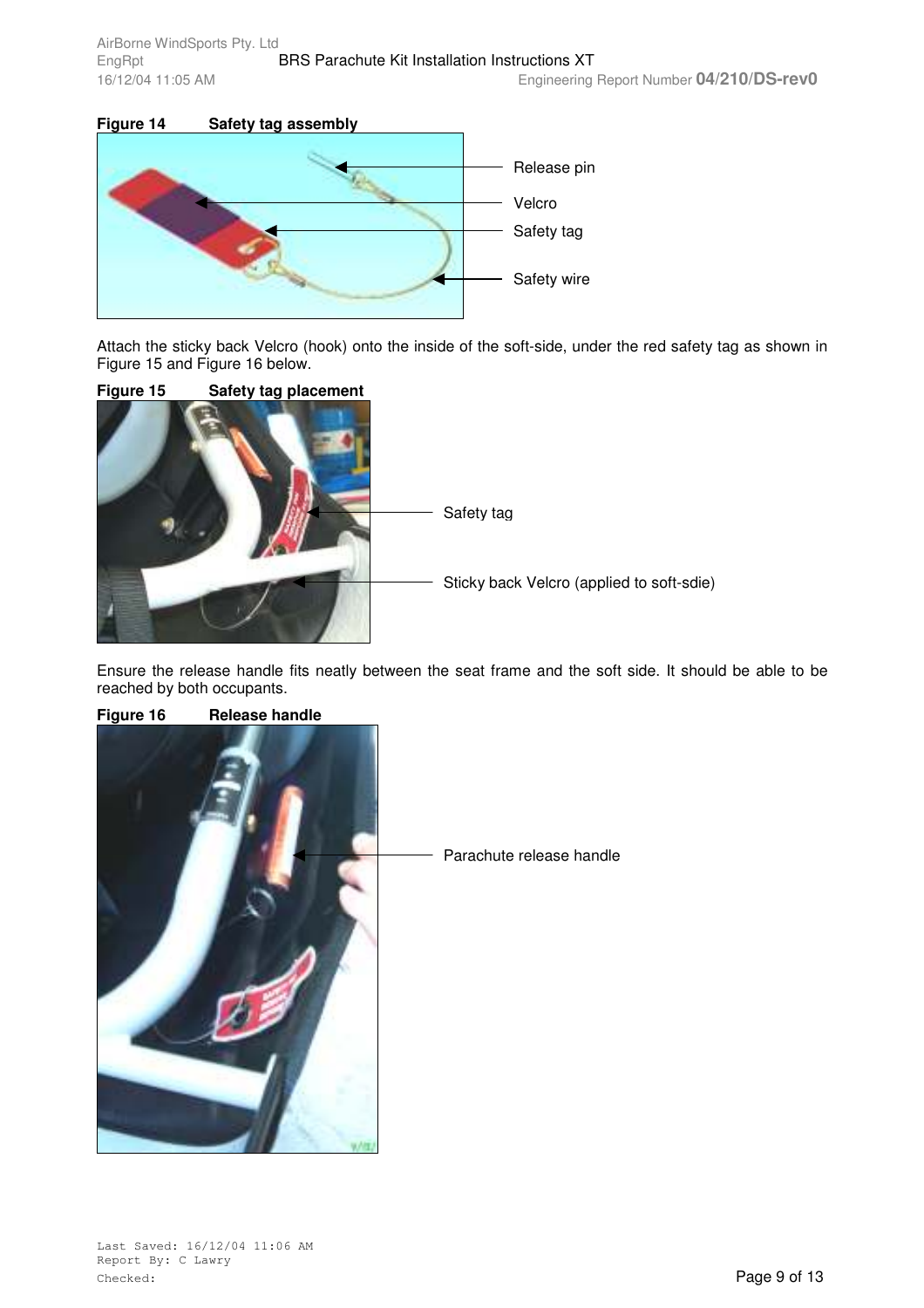**Figure 14 Safety tag assembly**

Release pin

Velcro

Safety tag

Safety wire

Attach the sticky back Velcro (hook) onto the inside of the soft-side, under the red safety tag as shown in Figure 15 and Figure 16 below.

**Figure 15 Safety tag placement**

Safety tag

Sticky back Velcro (applied to soft-sdie)

Ensure the release handle fits neatly between the seat frame and the soft side. It should be able to be reached by both occupants.

**Figure 16 Release handle**

Parachute release handle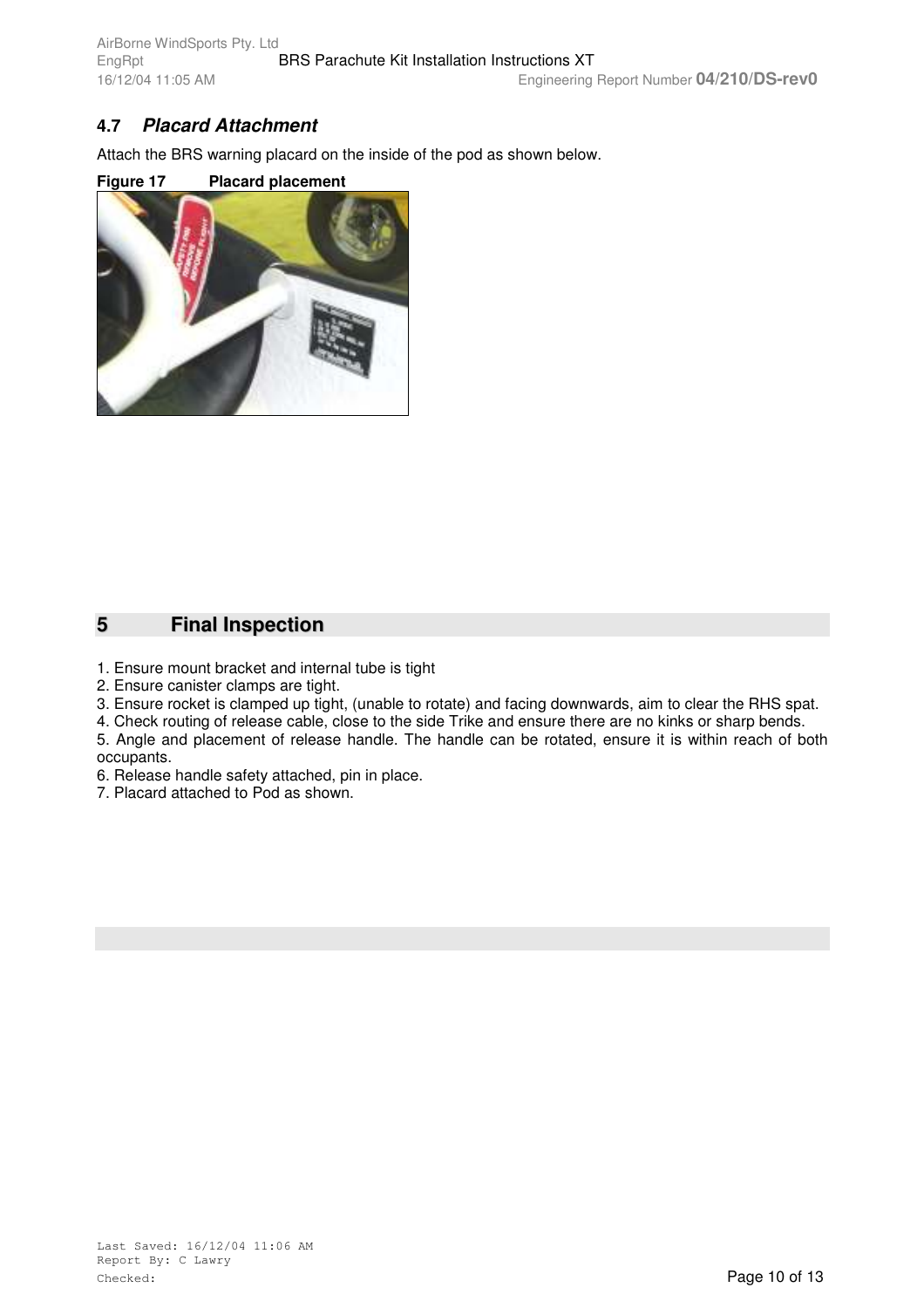### 4.7 *Placard Attachment*

Attach the BRS warning placard on the inside of the pod as shown below.

**Figure 17 Placard placement**

## 5 Final Inspection

1. Ensure mount bracket and internal tube is tight
2. Ensure canister clamps are tight.
3. Ensure rocket is clamped up tight, (unable to rotate) and facing downwards, aim to clear the RHS spat.
4. Check routing of release cable, close to the side Trike and ensure there are no kinks or sharp bends.
5. Angle and placement of release handle. The handle can be rotated, ensure it is within reach of both occupants.
6. Release handle safety attached, pin in place.
7. Placard attached to Pod as shown.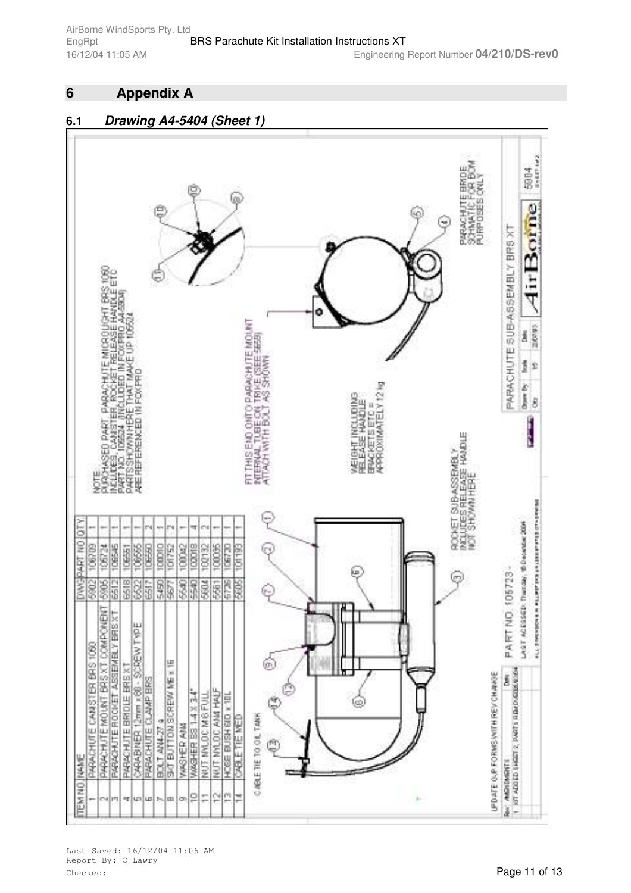# 6 Appendix A

## 6.1 *Drawing A4-5404 (Sheet 1)*

| ITEM NO | NAME | DWG | PART NO | QTY |
|---|---|---|---|---|
| 1 | PARACHUTE CANISTER BRS 1060 | 5902 | 106709 | 1 |
| 2 | PARACHUTE MOUNT BRS XT COMPONENT | 5905 | 105724 | 1 |
| 3 | PARACHUTE ROCKET ASSEMBLY BRS XT | 6512 | 106546 | 1 |
| 4 | PARACHUTE BRIDLE BRS XT | 6518 | 106551 | 1 |
| 5 | CARABINER 12mm x 60 - SCREW TYPE | 6522 | 106555 | 1 |
| 6 | PARACHUTE CLAMP BRS | 6517 | 106550 | 2 |
| 7 | BOLT AN4-27 a | 5490 | 100010 | 1 |
| 8 | SKT BUTTON SCREW M6 x 16 | 5677 | 101752 | 2 |
| 9 | WASHER AN4 | 5540 | 100042 | 1 |
| 10 | WASHER SS 1-4 X 3/4" | 5540 | 100018 | 4 |
| 11 | NUT NYLOC M 6 FULL | 5604 | 102132 | 2 |
| 12 | NUT NYLOC AN4 HALF | 5561 | 100035 | 1 |
| 13 | HOSE BUSH 6ID x 10L | 5726 | 106720 | 1 |
| 14 | CABLE TIE MED | 5605 | 101193 | 1 |

NOTE:
PURCHASED PART. PARACHUTE MICROLIGHT BRS 1060
INCLUDES, CANISTER, ROCKET, RELEASE HANDLE ETC
PART NO. 105524 (INCLUDED IN FOX PRO A4-5804)
PARTS SHOWN HERE THAT MAKE UP 105524
ARE REFERENCED IN FOX PRO

FIT THIS END ONTO PARACHUTE MOUNT INTERNAL TUBE ON TRIKE (SEE 5629) ATTACH WITH BOLT AS SHOWN

WEIGHT INCLUDING RELEASE HANDLE BRACKETS ETC = APPROXIMATELY 12 kg

ROCKET SUB-ASSEMBLY INCLUDES RELEASE HANDLE NOT SHOWN HERE

PARACHUTE BRIDE SCHMATIC FOR BOM PURPOSES ONLY

CABLE TIE TO OIL TANK

UPDATE O/P FORMS WITH REV CHANGE

| Rev | AMENDMENTS | Date |
|---|---|---|
| 1 | XT ADDED SHEET 2, PARTS ADDED | 15/12/04 |

PART NO. 105723 -

LAST ACCESSED: Thursday, 16 December 2004

PARACHUTE SUB-ASSEMBLY BRS XT

| Drawn By | Scale | Date |
|---|---|---|
| Qty | 1:5 | 23/07/03 |

AirBorne

5804 SHEET 1 of 2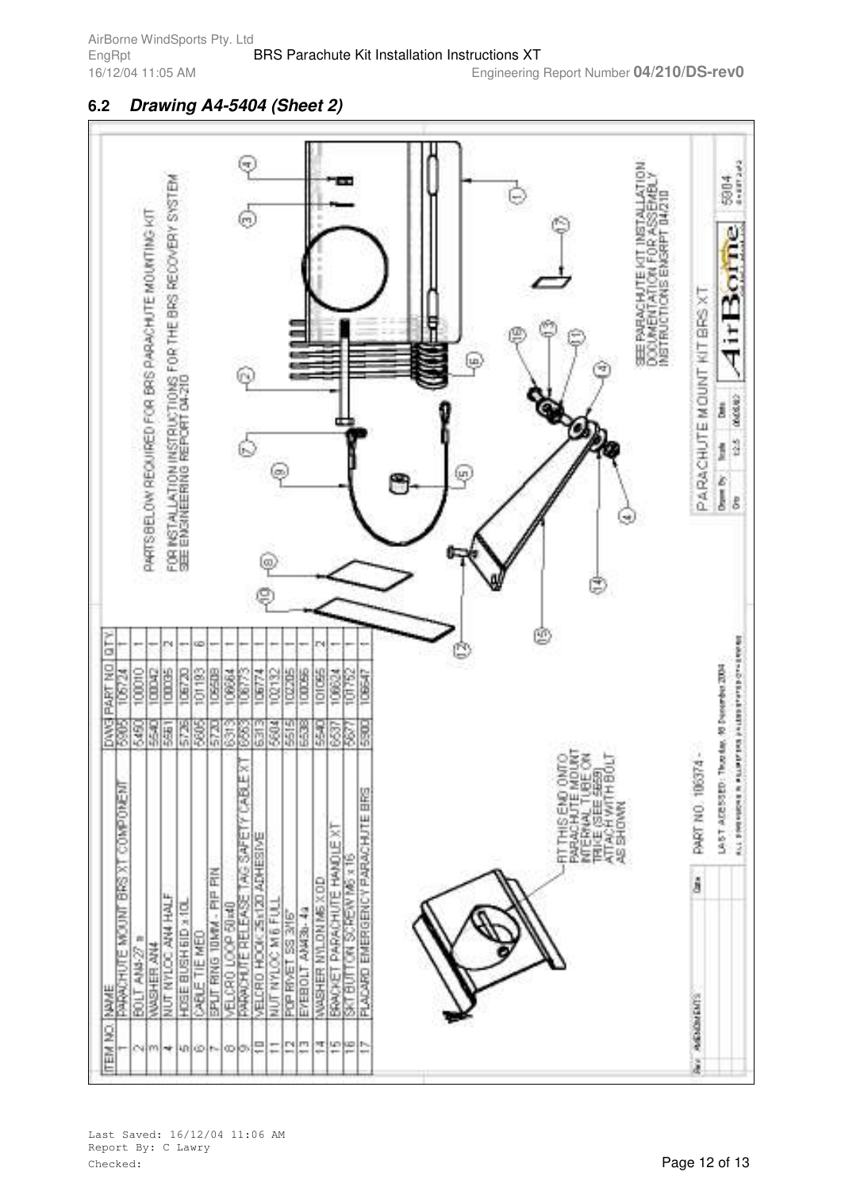## 6.2 *Drawing A4-5404 (Sheet 2)*

PARTS BELOW REQUIRED FOR BRS PARACHUTE MOUNTING KIT

FOR INSTALLATION INSTRUCTIONS FOR THE BRS RECOVERY SYSTEM SEE ENGINEERING REPORT 04-210

| ITEM NO. | NAME | DWG | PART NO | QTY |
|---|---|---|---|---|
| 1 | PARACHUTE MOUNT BRS XT COMPONENT | 5905 | 106724 | 1 |
| 2 | BOLT AN4-27 a | 5450 | 100010 | 1 |
| 3 | WASHER AN4 | 5540 | 100042 | 1 |
| 4 | NUT NYLOC AN4 HALF | 5561 | 100035 | 2 |
| 5 | HOSE BUSH 6ID x 10L | 5726 | 106720 | 1 |
| 6 | CABLE TIE MED | 5605 | 101193 | 6 |
| 7 | SPLIT RING 10MM - PIP PIN | 5720 | 106508 | 1 |
| 8 | VELCRO LOOP 50x40 | 6313 | 106664 | 1 |
| 9 | PARACHUTE RELEASE TAG SAFETY CABLE XT | 6563 | 106773 | 1 |
| 10 | VELCRO HOOK 25x120 ADHESIVE | 6313 | 106774 | 1 |
| 11 | NUT NYLOC M 6 FULL | 5604 | 102132 | 1 |
| 12 | POP RIVET SS 3/16" | 5515 | 102205 | 1 |
| 13 | EYEBOLT AN43B-4a | 6538 | 100066 | 1 |
| 14 | WASHER NYLON M6 X OD | 5540 | 101055 | 2 |
| 15 | BRACKET PARACHUTE HANDLE XT | 6537 | 106624 | 1 |
| 16 | SKT BUTTON SCREW M6 x 16 | 5677 | 101752 | 1 |
| 17 | PLACARD EMERGENCY PARACHUTE BRS | 5900 | 106547 | 1 |

FIT THIS END ONTO PARACHUTE MOUNT INTERNAL TUBE ON TRIKE (SEE 5669) ATTACH WITH BOLT AS SHOWN

SEE PARACHUTE KIT INSTALLATION DOCUMENTATION FOR ASSEMBLY INSTRUCTIONS ENGRPT 04/210

PARACHUTE MOUNT KIT BRS XT

PART NO. 106374 -

LAST ACCESSED: Thursday, 16 December 2004

5904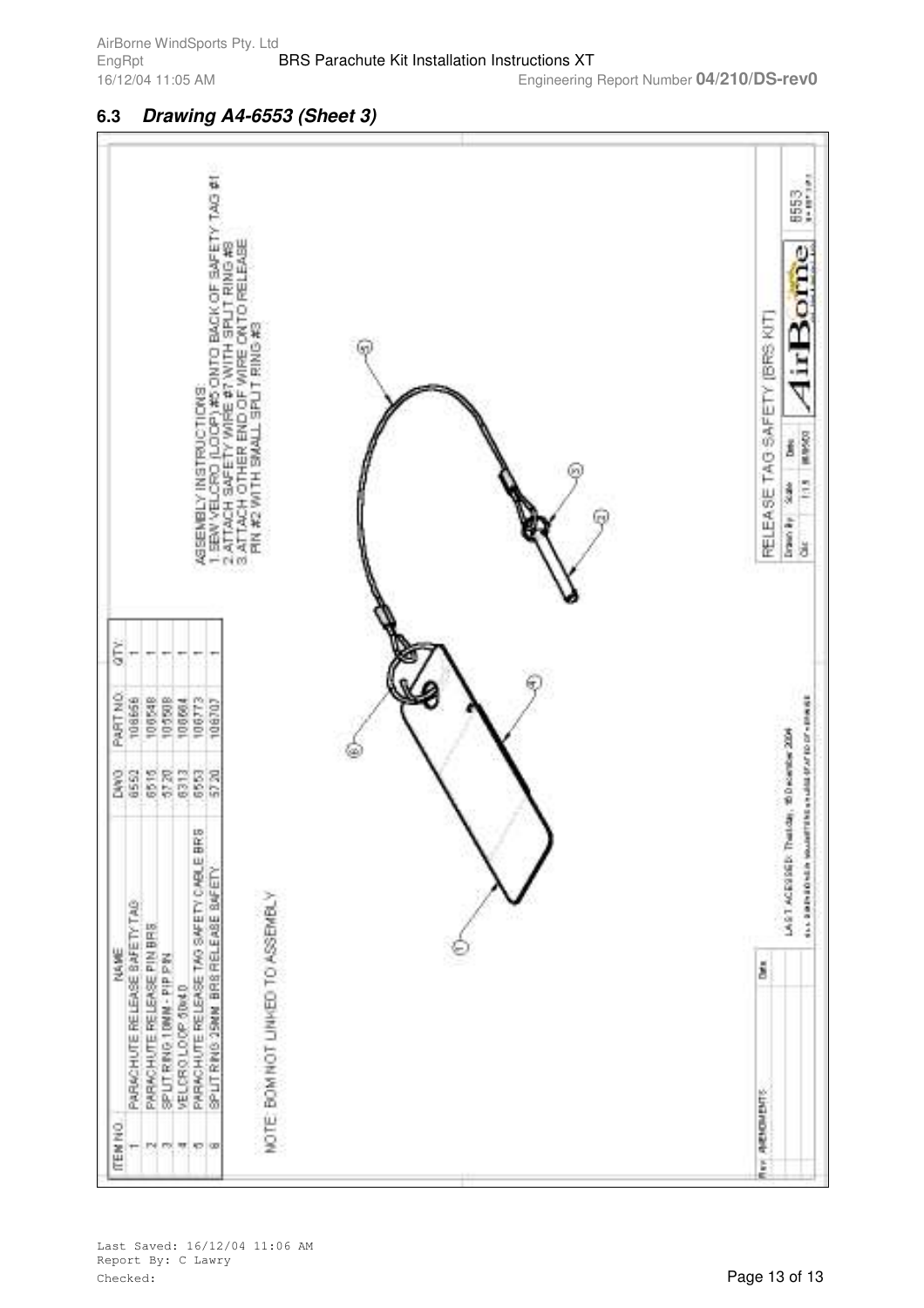## 6.3 *Drawing A4-6553 (Sheet 3)*

| ITEM NO. | NAME | DWG | PART NO. | QTY. |
|---|---|---|---|---|
| 1 | PARACHUTE RELEASE SAFETY TAG | 6552 | 108656 | 1 |
| 2 | PARACHUTE RELEASE PIN BRS | 6515 | 108548 | 1 |
| 3 | SPLIT RING 10MM - PIP PIN | 5720 | 105508 | 1 |
| 4 | VELCRO LOOP 50x40 | 6313 | 108664 | 1 |
| 5 | PARACHUTE RELEASE TAG SAFETY CABLE BRS | 6553 | 108773 | 1 |
| 6 | SPLIT RING 25MM BRS RELEASE SAFETY | 5720 | 108707 | 1 |

NOTE: BOM NOT LINKED TO ASSEMBLY

ASSEMBLY INSTRUCTIONS:
1. SEW VELCRO (LOOP) #5 ONTO BACK OF SAFETY TAG #1
2. ATTACH SAFETY WIRE #7 WITH SPLIT RING #8
3. ATTACH OTHER END OF WIRE ONTO RELEASE PIN #2 WITH SMALL SPLIT RING #3

1
2
4
5
5
6

RELEASE TAG SAFETY (BRS KIT)

LAST ACCESSED: Thursday, 16 December 2004

Scale 1:1.5

AirBorne

6553